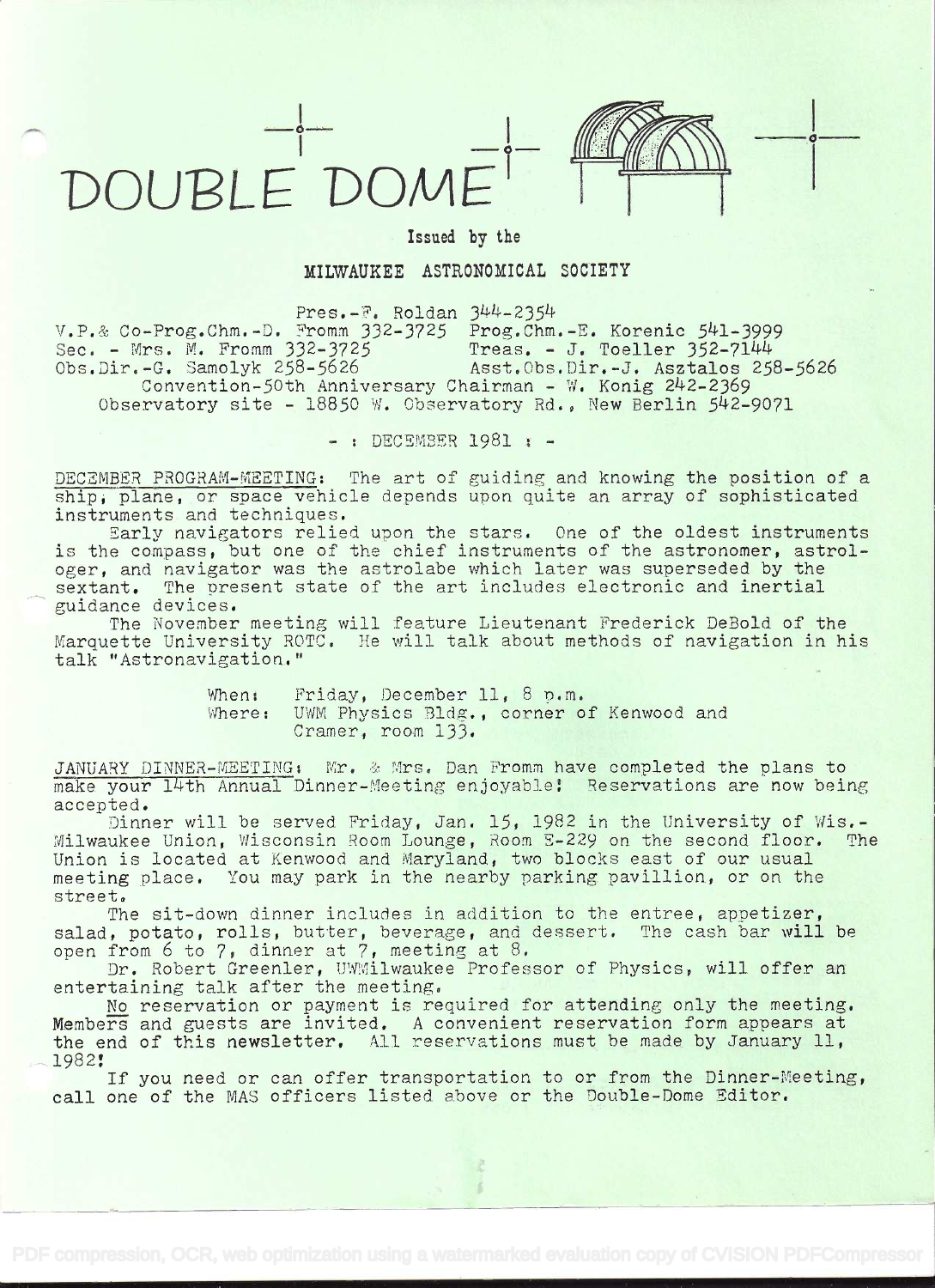# DOUBLE DOME

**Issued by the**

**MILWAUKEE ASTRONOMICAL SOCIETY**

Pres.-F. Roldan 344-2354
V.P.& Co-Prog.Chm.-D. Fromm 332-3725 Prog.Chm.-E. Korenic 541-3999
Sec. - Mrs. M. Fromm 332-3725 Treas. - J. Toeller 352-7144
Obs.Dir.-G. Samolyk 258-5626 Asst.Obs.Dir.-J. Asztalos 258-5626
Convention-50th Anniversary Chairman - W. Konig 242-2369
Observatory site - 18850 W. Observatory Rd., New Berlin 542-9071

- : DECEMBER 1981 : -

DECEMBER PROGRAM-MEETING: The art of guiding and knowing the position of a ship, plane, or space vehicle depends upon quite an array of sophisticated instruments and techniques.

Early navigators relied upon the stars. One of the oldest instruments is the compass, but one of the chief instruments of the astronomer, astrologer, and navigator was the astrolabe which later was superseded by the sextant. The present state of the art includes electronic and inertial guidance devices.

The November meeting will feature Lieutenant Frederick DeBold of the Marquette University ROTC. He will talk about methods of navigation in his talk "Astronavigation."

When: Friday, December 11, 8 p.m.
Where: UWM Physics Bldg., corner of Kenwood and Cramer, room 133.

JANUARY DINNER-MEETING: Mr. & Mrs. Dan Fromm have completed the plans to make your 14th Annual Dinner-Meeting enjoyable! Reservations are now being accepted.

Dinner will be served Friday, Jan. 15, 1982 in the University of Wis.-Milwaukee Union, Wisconsin Room Lounge, Room E-229 on the second floor. The Union is located at Kenwood and Maryland, two blocks east of our usual meeting place. You may park in the nearby parking pavillion, or on the street.

The sit-down dinner includes in addition to the entree, appetizer, salad, potato, rolls, butter, beverage, and dessert. The cash bar will be open from 6 to 7, dinner at 7, meeting at 8.

Dr. Robert Greenler, UWMilwaukee Professor of Physics, will offer an entertaining talk after the meeting.

No reservation or payment is required for attending only the meeting. Members and guests are invited. A convenient reservation form appears at the end of this newsletter. All reservations must be made by January 11, 1982!

If you need or can offer transportation to or from the Dinner-Meeting, call one of the MAS officers listed above or the Double-Dome Editor.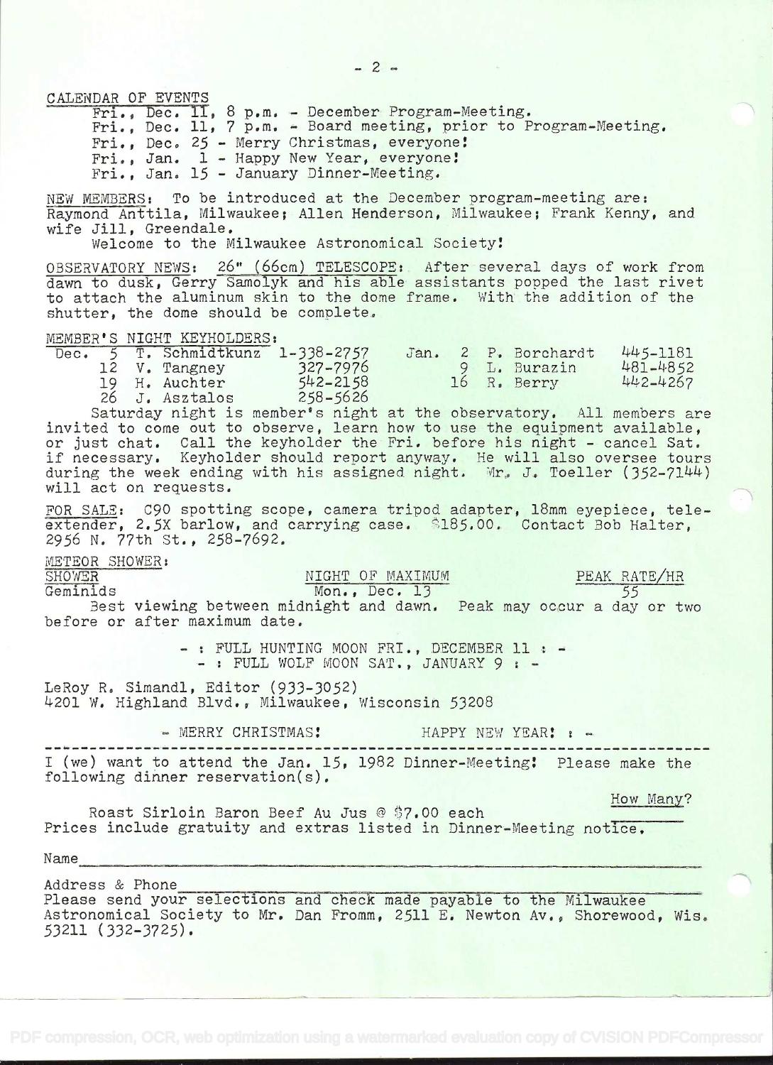CALENDAR OF EVENTS

Fri., Dec. 11, 8 p.m. - December Program-Meeting.
Fri., Dec. 11, 7 p.m. - Board meeting, prior to Program-Meeting.
Fri., Dec. 25 - Merry Christmas, everyone!
Fri., Jan. 1 - Happy New Year, everyone!
Fri., Jan. 15 - January Dinner-Meeting.

NEW MEMBERS: To be introduced at the December program-meeting are: Raymond Anttila, Milwaukee; Allen Henderson, Milwaukee; Frank Kenny, and wife Jill, Greendale.

Welcome to the Milwaukee Astronomical Society!

OBSERVATORY NEWS: 26" (66cm) TELESCOPE: After several days of work from dawn to dusk, Gerry Samolyk and his able assistants popped the last rivet to attach the aluminum skin to the dome frame. With the addition of the shutter, the dome should be complete.

MEMBER'S NIGHT KEYHOLDERS:

| | | | | | |
|---|---|---|---|---|---|
| Dec. 5 | T. Schmidtkunz | 1-338-2757 | Jan. 2 | P. Borchardt | 445-1181 |
| 12 | V. Tangney | 327-7976 | 9 | L. Burazin | 481-4852 |
| 19 | H. Auchter | 542-2158 | 16 | R. Berry | 442-4267 |
| 26 | J. Asztalos | 258-5626 | | | |

Saturday night is member's night at the observatory. All members are invited to come out to observe, learn how to use the equipment available, or just chat. Call the keyholder the Fri. before his night - cancel Sat. if necessary. Keyholder should report anyway. He will also oversee tours during the week ending with his assigned night. Mr. J. Toeller (352-7144) will act on requests.

FOR SALE: C90 spotting scope, camera tripod adapter, 18mm eyepiece, tele-extender, 2.5X barlow, and carrying case. $185.00. Contact Bob Halter, 2956 N. 77th St., 258-7692.

METEOR SHOWER:

| SHOWER | NIGHT OF MAXIMUM | PEAK RATE/HR |
|---|---|---|
| Geminids | Mon., Dec. 13 | 55 |

Best viewing between midnight and dawn. Peak may occur a day or two before or after maximum date.

- : FULL HUNTING MOON FRI., DECEMBER 11 : -
- : FULL WOLF MOON SAT., JANUARY 9 : -

LeRoy R. Simandl, Editor (933-3052)
4201 W. Highland Blvd., Milwaukee, Wisconsin 53208

- MERRY CHRISTMAS! HAPPY NEW YEAR! : -

---

I (we) want to attend the Jan. 15, 1982 Dinner-Meeting! Please make the following dinner reservation(s).

How Many?

Roast Sirloin Baron Beef Au Jus @ $7.00 each ________
Prices include gratuity and extras listed in Dinner-Meeting notice.

Name ____________________________________________

Address & Phone ____________________________________________

Please send your selections and check made payable to the Milwaukee Astronomical Society to Mr. Dan Fromm, 2511 E. Newton Av., Shorewood, Wis. 53211 (332-3725).